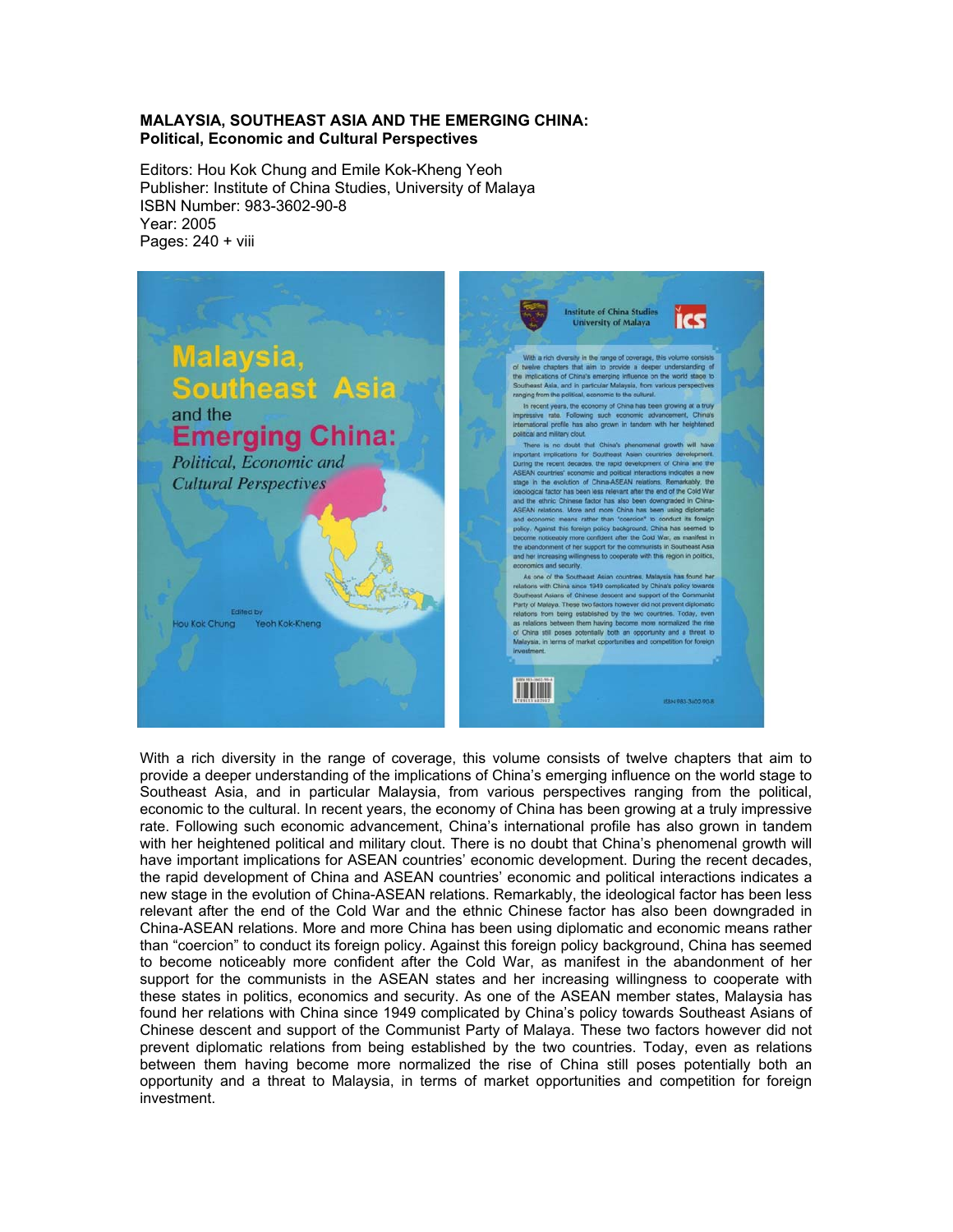**MALAYSIA, SOUTHEAST ASIA AND THE EMERGING CHINA:**
**Political, Economic and Cultural Perspectives**

Editors: Hou Kok Chung and Emile Kok-Kheng Yeoh
Publisher: Institute of China Studies, University of Malaya
ISBN Number: 983-3602-90-8
Year: 2005
Pages: 240 + viii

With a rich diversity in the range of coverage, this volume consists of twelve chapters that aim to provide a deeper understanding of the implications of China's emerging influence on the world stage to Southeast Asia, and in particular Malaysia, from various perspectives ranging from the political, economic to the cultural. In recent years, the economy of China has been growing at a truly impressive rate. Following such economic advancement, China's international profile has also grown in tandem with her heightened political and military clout. There is no doubt that China's phenomenal growth will have important implications for ASEAN countries' economic development. During the recent decades, the rapid development of China and ASEAN countries' economic and political interactions indicates a new stage in the evolution of China-ASEAN relations. Remarkably, the ideological factor has been less relevant after the end of the Cold War and the ethnic Chinese factor has also been downgraded in China-ASEAN relations. More and more China has been using diplomatic and economic means rather than "coercion" to conduct its foreign policy. Against this foreign policy background, China has seemed to become noticeably more confident after the Cold War, as manifest in the abandonment of her support for the communists in the ASEAN states and her increasing willingness to cooperate with these states in politics, economics and security. As one of the ASEAN member states, Malaysia has found her relations with China since 1949 complicated by China's policy towards Southeast Asians of Chinese descent and support of the Communist Party of Malaya. These two factors however did not prevent diplomatic relations from being established by the two countries. Today, even as relations between them having become more normalized the rise of China still poses potentially both an opportunity and a threat to Malaysia, in terms of market opportunities and competition for foreign investment.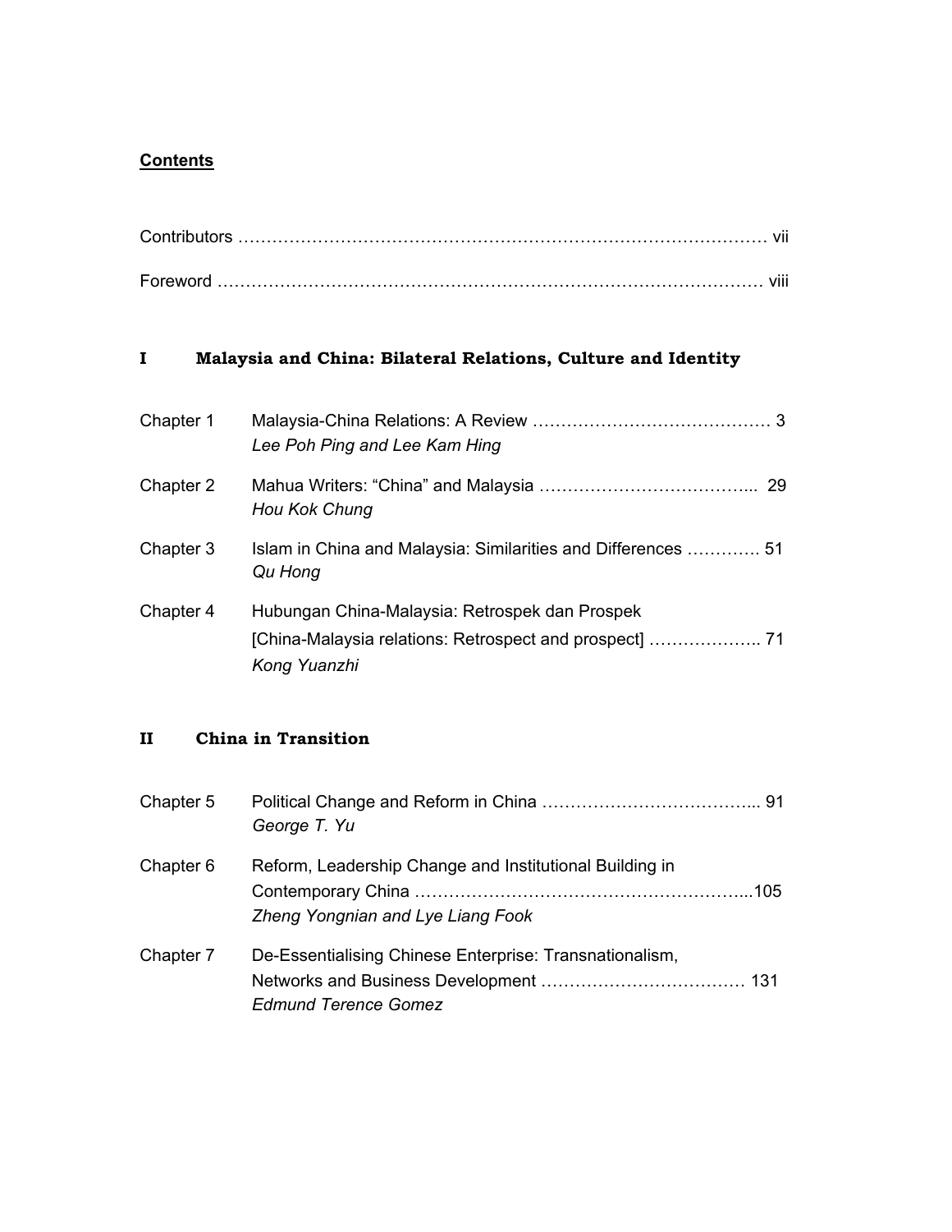## **Contents**

Contributors …………………………………………………………………………………… vii

Foreword ………………………………………………………………………………………… viii

### I Malaysia and China: Bilateral Relations, Culture and Identity

Chapter 1 Malaysia-China Relations: A Review …………………………………… 3
*Lee Poh Ping and Lee Kam Hing*

Chapter 2 Mahua Writers: "China" and Malaysia ……………………………….. 29
*Hou Kok Chung*

Chapter 3 Islam in China and Malaysia: Similarities and Differences …………. 51
*Qu Hong*

Chapter 4 Hubungan China-Malaysia: Retrospek dan Prospek
[China-Malaysia relations: Retrospect and prospect] ……………….. 71
*Kong Yuanzhi*

### II China in Transition

Chapter 5 Political Change and Reform in China ……………………………….. 91
*George T. Yu*

Chapter 6 Reform, Leadership Change and Institutional Building in
Contemporary China …………………………………………………...105
*Zheng Yongnian and Lye Liang Fook*

Chapter 7 De-Essentialising Chinese Enterprise: Transnationalism,
Networks and Business Development ……………………………… 131
*Edmund Terence Gomez*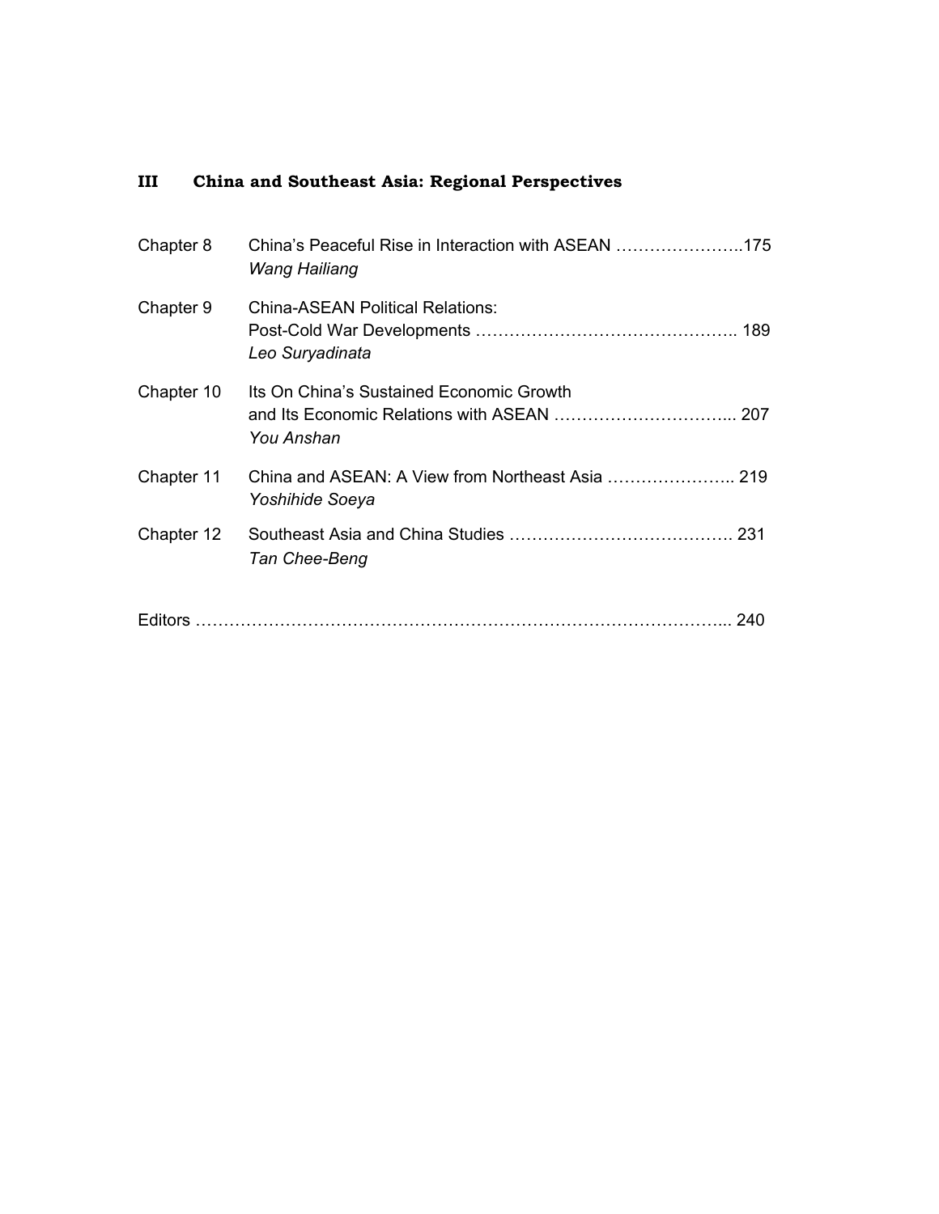## III China and Southeast Asia: Regional Perspectives

Chapter 8 China's Peaceful Rise in Interaction with ASEAN …………………..175
*Wang Hailiang*

Chapter 9 China-ASEAN Political Relations:
Post-Cold War Developments ……………………………………….. 189
*Leo Suryadinata*

Chapter 10 Its On China's Sustained Economic Growth
and Its Economic Relations with ASEAN …………………………... 207
*You Anshan*

Chapter 11 China and ASEAN: A View from Northeast Asia ………………….. 219
*Yoshihide Soeya*

Chapter 12 Southeast Asia and China Studies …………………………………. 231
*Tan Chee-Beng*

Editors ………………………………………………………………………………... 240